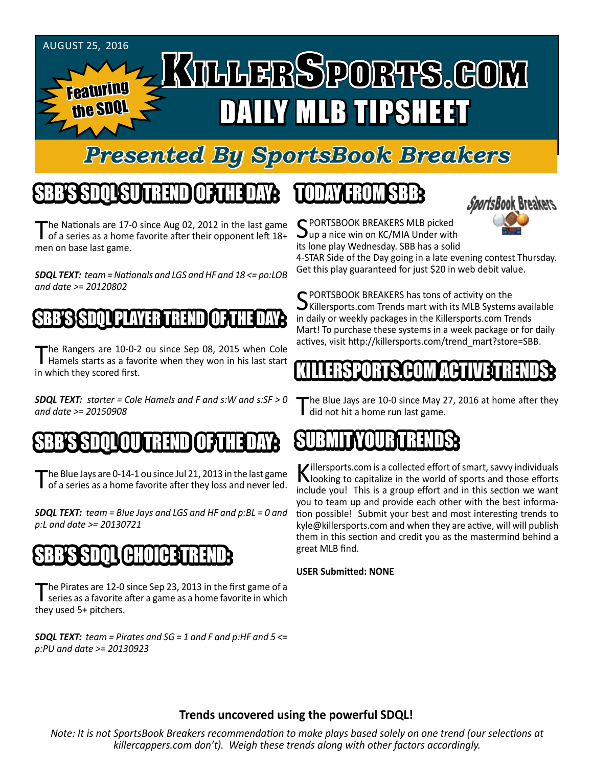AUGUST 25, 2016

Featuring the SDQL

# KILLERSPORTS.COM DAILY MLB TIPSHEET

## Presented By SportsBook Breakers

## SBB'S SDQL SU TREND OF THE DAY:

The Nationals are 17-0 since Aug 02, 2012 in the last game of a series as a home favorite after their opponent left 18+ men on base last game.

***SDQL TEXT:*** *team = Nationals and LGS and HF and 18 <= po:LOB and date >= 20120802*

## SBB'S SDQL PLAYER TREND OF THE DAY:

The Rangers are 10-0-2 ou since Sep 08, 2015 when Cole Hamels starts as a favorite when they won in his last start in which they scored first.

***SDQL TEXT:*** *starter = Cole Hamels and F and s:W and s:SF > 0 and date >= 20150908*

## SBB'S SDQL OU TREND OF THE DAY:

The Blue Jays are 0-14-1 ou since Jul 21, 2013 in the last game of a series as a home favorite after they loss and never led.

***SDQL TEXT:*** *team = Blue Jays and LGS and HF and p:BL = 0 and p:L and date >= 20130721*

## SBB'S SDQL CHOICE TREND:

The Pirates are 12-0 since Sep 23, 2013 in the first game of a series as a favorite after a game as a home favorite in which they used 5+ pitchers.

***SDQL TEXT:*** *team = Pirates and SG = 1 and F and p:HF and 5 <= p:PU and date >= 20130923*

## TODAY FROM SBB:

SportsBook Breakers

SPORTSBOOK BREAKERS MLB picked up a nice win on KC/MIA Under with its lone play Wednesday. SBB has a solid 4-STAR Side of the Day going in a late evening contest Thursday. Get this play guaranteed for just $20 in web debit value.

SPORTSBOOK BREAKERS has tons of activity on the Killersports.com Trends mart with its MLB Systems available in daily or weekly packages in the Killersports.com Trends Mart! To purchase these systems in a week package or for daily actives, visit http://killersports.com/trend_mart?store=SBB.

## KILLERSPORTS.COM ACTIVE TRENDS:

The Blue Jays are 10-0 since May 27, 2016 at home after they did not hit a home run last game.

## SUBMIT YOUR TRENDS:

Killersports.com is a collected effort of smart, savvy individuals looking to capitalize in the world of sports and those efforts include you! This is a group effort and in this section we want you to team up and provide each other with the best information possible! Submit your best and most interesting trends to kyle@killersports.com and when they are active, will will publish them in this section and credit you as the mastermind behind a great MLB find.

**USER Submitted: NONE**

**Trends uncovered using the powerful SDQL!**

*Note: It is not SportsBook Breakers recommendation to make plays based solely on one trend (our selections at killercappers.com don't). Weigh these trends along with other factors accordingly.*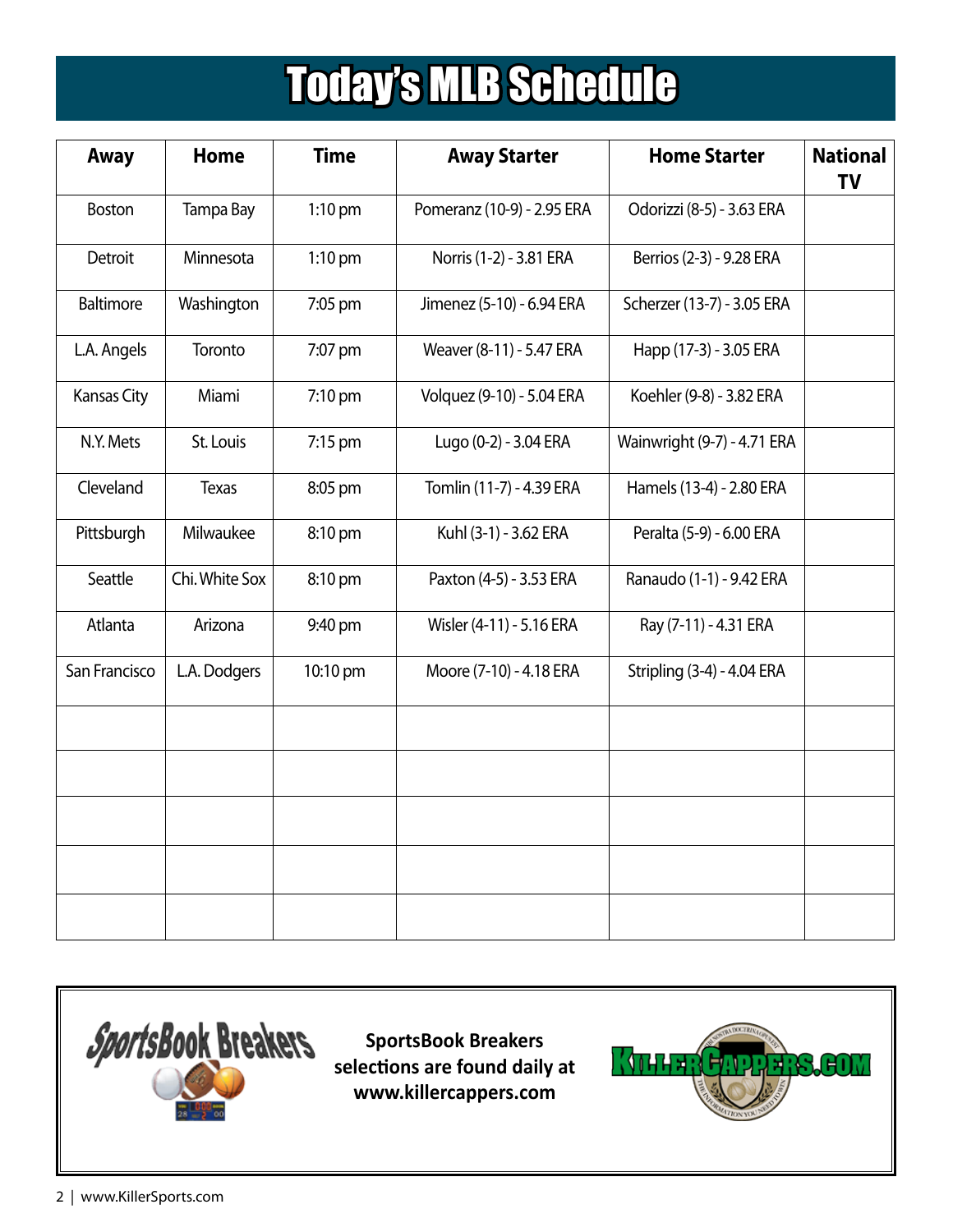# Today's MLB Schedule

| Away | Home | Time | Away Starter | Home Starter | National TV |
|---|---|---|---|---|---|
| Boston | Tampa Bay | 1:10 pm | Pomeranz (10-9) - 2.95 ERA | Odorizzi (8-5) - 3.63 ERA | |
| Detroit | Minnesota | 1:10 pm | Norris (1-2) - 3.81 ERA | Berrios (2-3) - 9.28 ERA | |
| Baltimore | Washington | 7:05 pm | Jimenez (5-10) - 6.94 ERA | Scherzer (13-7) - 3.05 ERA | |
| L.A. Angels | Toronto | 7:07 pm | Weaver (8-11) - 5.47 ERA | Happ (17-3) - 3.05 ERA | |
| Kansas City | Miami | 7:10 pm | Volquez (9-10) - 5.04 ERA | Koehler (9-8) - 3.82 ERA | |
| N.Y. Mets | St. Louis | 7:15 pm | Lugo (0-2) - 3.04 ERA | Wainwright (9-7) - 4.71 ERA | |
| Cleveland | Texas | 8:05 pm | Tomlin (11-7) - 4.39 ERA | Hamels (13-4) - 2.80 ERA | |
| Pittsburgh | Milwaukee | 8:10 pm | Kuhl (3-1) - 3.62 ERA | Peralta (5-9) - 6.00 ERA | |
| Seattle | Chi. White Sox | 8:10 pm | Paxton (4-5) - 3.53 ERA | Ranaudo (1-1) - 9.42 ERA | |
| Atlanta | Arizona | 9:40 pm | Wisler (4-11) - 5.16 ERA | Ray (7-11) - 4.31 ERA | |
| San Francisco | L.A. Dodgers | 10:10 pm | Moore (7-10) - 4.18 ERA | Stripling (3-4) - 4.04 ERA | |
| | | | | | |
| | | | | | |
| | | | | | |
| | | | | | |
| | | | | | |

SportsBook Breakers

**SportsBook Breakers selections are found daily at www.killercappers.com**

KILLERCAPPERS.COM